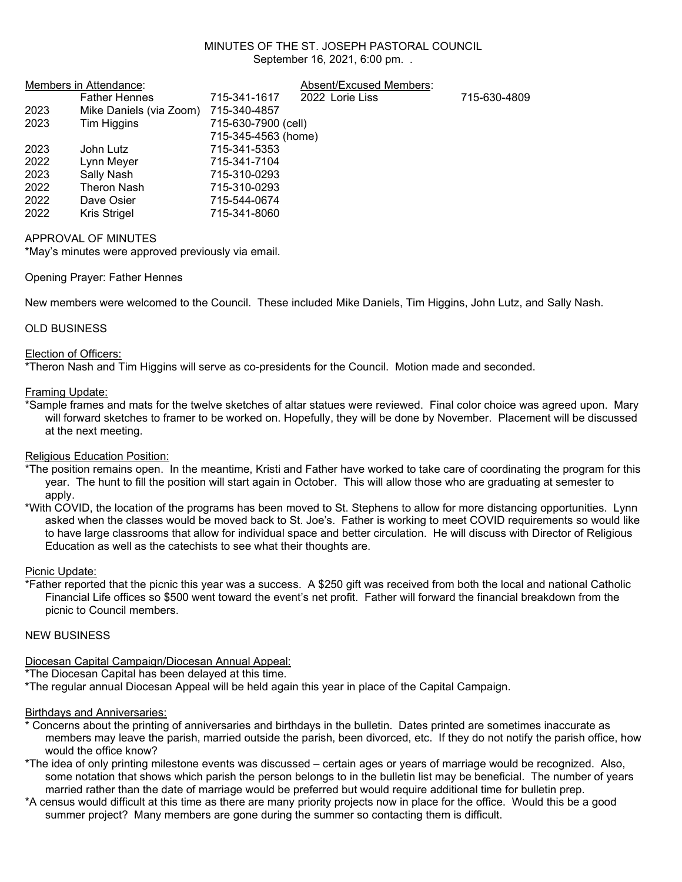# MINUTES OF THE ST. JOSEPH PASTORAL COUNCIL

September 16, 2021, 6:00 pm. .

| Members in Attendance: | | | Absent/Excused Members: | |
|---|---|---|---|---|
| | Father Hennes | 715-341-1617 | 2022 Lorie Liss | 715-630-4809 |
| 2023 | Mike Daniels (via Zoom) | 715-340-4857 | | |
| 2023 | Tim Higgins | 715-630-7900 (cell) | | |
| | | 715-345-4563 (home) | | |
| 2023 | John Lutz | 715-341-5353 | | |
| 2022 | Lynn Meyer | 715-341-7104 | | |
| 2023 | Sally Nash | 715-310-0293 | | |
| 2022 | Theron Nash | 715-310-0293 | | |
| 2022 | Dave Osier | 715-544-0674 | | |
| 2022 | Kris Strigel | 715-341-8060 | | |

APPROVAL OF MINUTES

*May's minutes were approved previously via email.

Opening Prayer: Father Hennes

New members were welcomed to the Council. These included Mike Daniels, Tim Higgins, John Lutz, and Sally Nash.

OLD BUSINESS

Election of Officers:

*Theron Nash and Tim Higgins will serve as co-presidents for the Council. Motion made and seconded.

Framing Update:

*Sample frames and mats for the twelve sketches of altar statues were reviewed. Final color choice was agreed upon. Mary will forward sketches to framer to be worked on. Hopefully, they will be done by November. Placement will be discussed at the next meeting.

Religious Education Position:

*The position remains open. In the meantime, Kristi and Father have worked to take care of coordinating the program for this year. The hunt to fill the position will start again in October. This will allow those who are graduating at semester to apply.

*With COVID, the location of the programs has been moved to St. Stephens to allow for more distancing opportunities. Lynn asked when the classes would be moved back to St. Joe's. Father is working to meet COVID requirements so would like to have large classrooms that allow for individual space and better circulation. He will discuss with Director of Religious Education as well as the catechists to see what their thoughts are.

Picnic Update:

*Father reported that the picnic this year was a success. A $250 gift was received from both the local and national Catholic Financial Life offices so $500 went toward the event's net profit. Father will forward the financial breakdown from the picnic to Council members.

NEW BUSINESS

Diocesan Capital Campaign/Diocesan Annual Appeal:

*The Diocesan Capital has been delayed at this time.

*The regular annual Diocesan Appeal will be held again this year in place of the Capital Campaign.

Birthdays and Anniversaries:

* Concerns about the printing of anniversaries and birthdays in the bulletin. Dates printed are sometimes inaccurate as members may leave the parish, married outside the parish, been divorced, etc. If they do not notify the parish office, how would the office know?

*The idea of only printing milestone events was discussed – certain ages or years of marriage would be recognized. Also, some notation that shows which parish the person belongs to in the bulletin list may be beneficial. The number of years married rather than the date of marriage would be preferred but would require additional time for bulletin prep.

*A census would difficult at this time as there are many priority projects now in place for the office. Would this be a good summer project? Many members are gone during the summer so contacting them is difficult.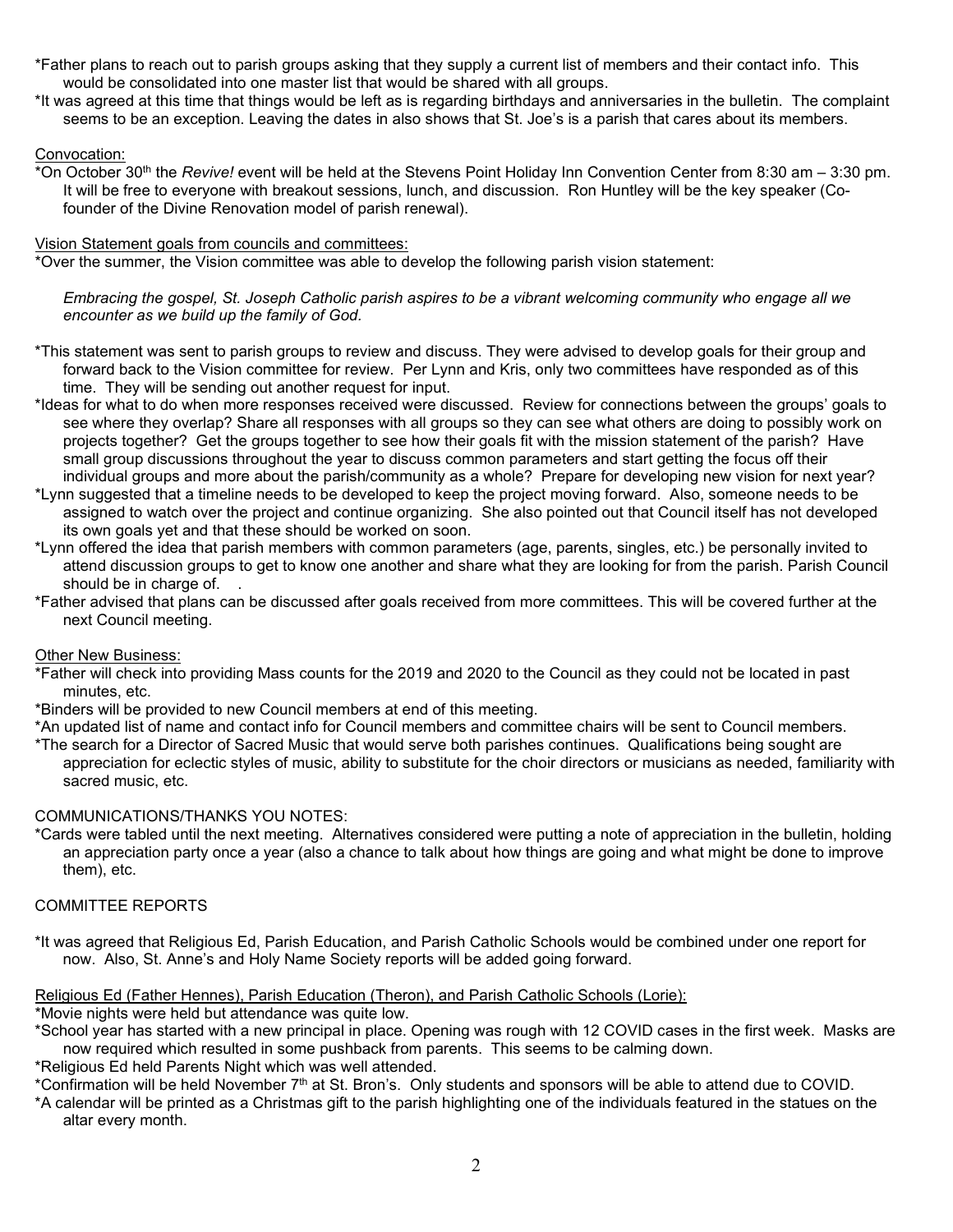*Father plans to reach out to parish groups asking that they supply a current list of members and their contact info. This would be consolidated into one master list that would be shared with all groups.

*It was agreed at this time that things would be left as is regarding birthdays and anniversaries in the bulletin. The complaint seems to be an exception. Leaving the dates in also shows that St. Joe's is a parish that cares about its members.

Convocation:

*On October 30th the *Revive!* event will be held at the Stevens Point Holiday Inn Convention Center from 8:30 am – 3:30 pm. It will be free to everyone with breakout sessions, lunch, and discussion. Ron Huntley will be the key speaker (Co-founder of the Divine Renovation model of parish renewal).

Vision Statement goals from councils and committees:

*Over the summer, the Vision committee was able to develop the following parish vision statement:

*Embracing the gospel, St. Joseph Catholic parish aspires to be a vibrant welcoming community who engage all we encounter as we build up the family of God.*

*This statement was sent to parish groups to review and discuss. They were advised to develop goals for their group and forward back to the Vision committee for review. Per Lynn and Kris, only two committees have responded as of this time. They will be sending out another request for input.

*Ideas for what to do when more responses received were discussed. Review for connections between the groups' goals to see where they overlap? Share all responses with all groups so they can see what others are doing to possibly work on projects together? Get the groups together to see how their goals fit with the mission statement of the parish? Have small group discussions throughout the year to discuss common parameters and start getting the focus off their individual groups and more about the parish/community as a whole? Prepare for developing new vision for next year?

*Lynn suggested that a timeline needs to be developed to keep the project moving forward. Also, someone needs to be assigned to watch over the project and continue organizing. She also pointed out that Council itself has not developed its own goals yet and that these should be worked on soon.

*Lynn offered the idea that parish members with common parameters (age, parents, singles, etc.) be personally invited to attend discussion groups to get to know one another and share what they are looking for from the parish. Parish Council should be in charge of. .

*Father advised that plans can be discussed after goals received from more committees. This will be covered further at the next Council meeting.

Other New Business:

*Father will check into providing Mass counts for the 2019 and 2020 to the Council as they could not be located in past minutes, etc.

*Binders will be provided to new Council members at end of this meeting.

*An updated list of name and contact info for Council members and committee chairs will be sent to Council members.

*The search for a Director of Sacred Music that would serve both parishes continues. Qualifications being sought are appreciation for eclectic styles of music, ability to substitute for the choir directors or musicians as needed, familiarity with sacred music, etc.

COMMUNICATIONS/THANKS YOU NOTES:

*Cards were tabled until the next meeting. Alternatives considered were putting a note of appreciation in the bulletin, holding an appreciation party once a year (also a chance to talk about how things are going and what might be done to improve them), etc.

COMMITTEE REPORTS

*It was agreed that Religious Ed, Parish Education, and Parish Catholic Schools would be combined under one report for now. Also, St. Anne's and Holy Name Society reports will be added going forward.

Religious Ed (Father Hennes), Parish Education (Theron), and Parish Catholic Schools (Lorie):

*Movie nights were held but attendance was quite low.

*School year has started with a new principal in place. Opening was rough with 12 COVID cases in the first week. Masks are now required which resulted in some pushback from parents. This seems to be calming down.

*Religious Ed held Parents Night which was well attended.

*Confirmation will be held November 7th at St. Bron's. Only students and sponsors will be able to attend due to COVID.

*A calendar will be printed as a Christmas gift to the parish highlighting one of the individuals featured in the statues on the altar every month.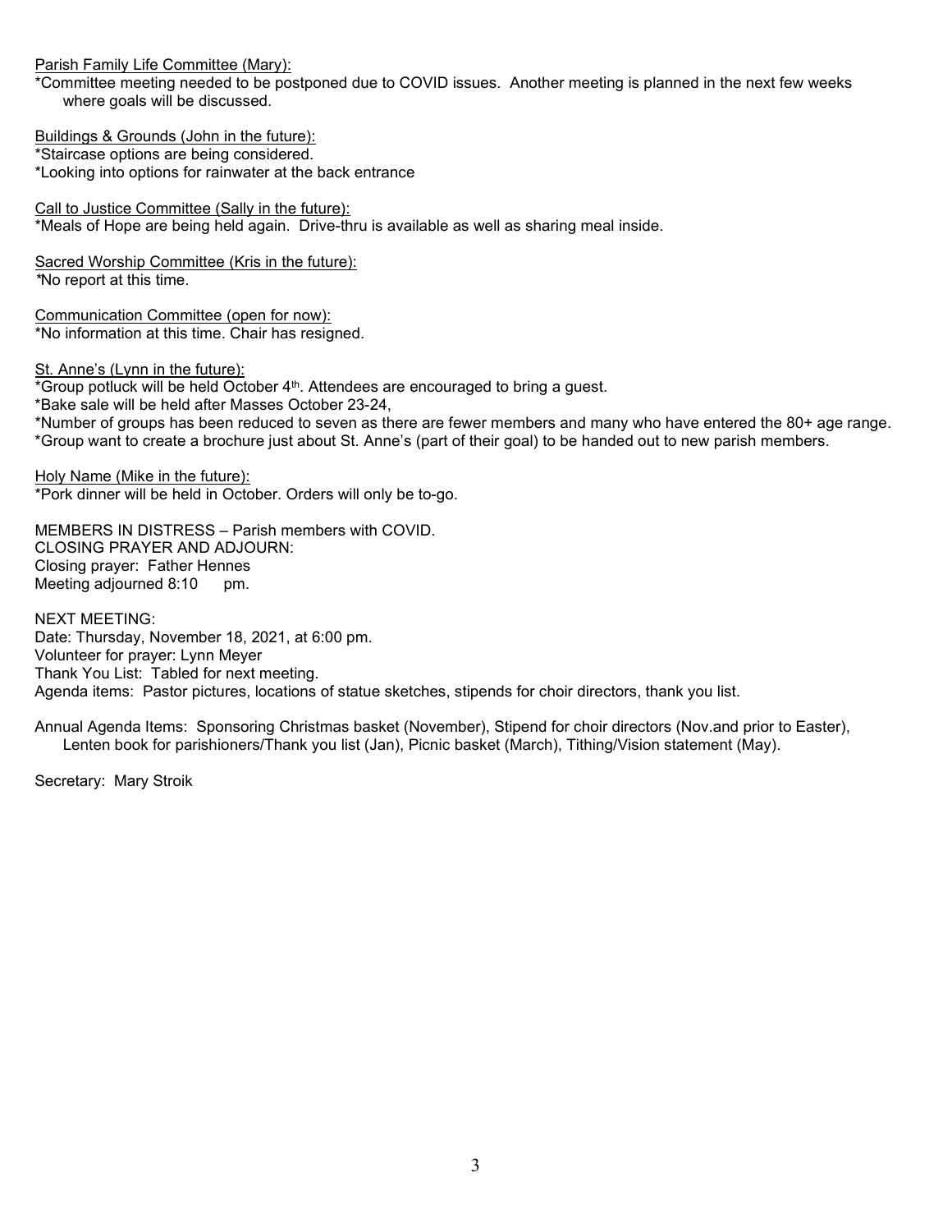Parish Family Life Committee (Mary):

*Committee meeting needed to be postponed due to COVID issues. Another meeting is planned in the next few weeks where goals will be discussed.

Buildings & Grounds (John in the future):

*Staircase options are being considered.
*Looking into options for rainwater at the back entrance

Call to Justice Committee (Sally in the future):

*Meals of Hope are being held again. Drive-thru is available as well as sharing meal inside.

Sacred Worship Committee (Kris in the future):

*No report at this time.

Communication Committee (open for now):

*No information at this time. Chair has resigned.

St. Anne's (Lynn in the future):

*Group potluck will be held October 4th. Attendees are encouraged to bring a guest.
*Bake sale will be held after Masses October 23-24,
*Number of groups has been reduced to seven as there are fewer members and many who have entered the 80+ age range.
*Group want to create a brochure just about St. Anne's (part of their goal) to be handed out to new parish members.

Holy Name (Mike in the future):

*Pork dinner will be held in October. Orders will only be to-go.

MEMBERS IN DISTRESS – Parish members with COVID.
CLOSING PRAYER AND ADJOURN:
Closing prayer: Father Hennes
Meeting adjourned 8:10 pm.

NEXT MEETING:
Date: Thursday, November 18, 2021, at 6:00 pm.
Volunteer for prayer: Lynn Meyer
Thank You List: Tabled for next meeting.
Agenda items: Pastor pictures, locations of statue sketches, stipends for choir directors, thank you list.

Annual Agenda Items: Sponsoring Christmas basket (November), Stipend for choir directors (Nov.and prior to Easter), Lenten book for parishioners/Thank you list (Jan), Picnic basket (March), Tithing/Vision statement (May).

Secretary: Mary Stroik